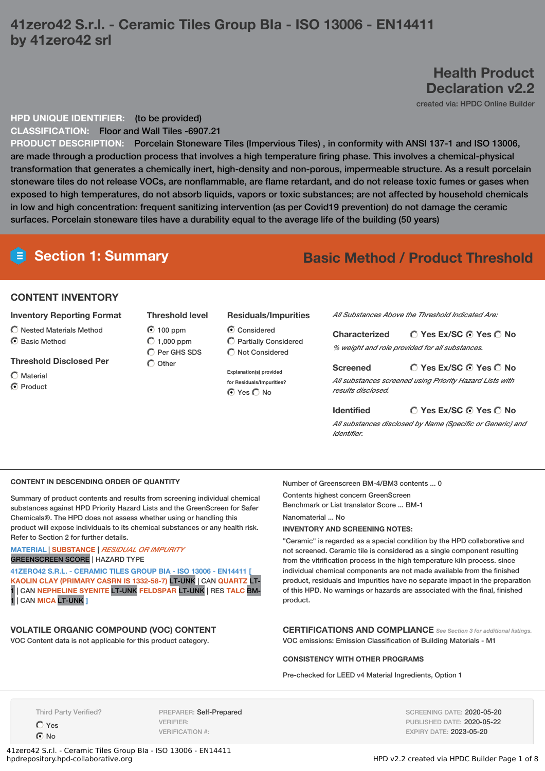# 41zero42 S.r.l. - Ceramic Tiles Group BIa - ISO 13006 - EN14411 by 41zero42 srl

## Health Product Declaration v2.2

created via: HPDC Online Builder

**HPD UNIQUE IDENTIFIER:** (to be provided)

**CLASSIFICATION:** Floor and Wall Tiles -6907.21

**PRODUCT DESCRIPTION:** Porcelain Stoneware Tiles (Impervious Tiles) , in conformity with ANSI 137-1 and ISO 13006, are made through a production process that involves a high temperature firing phase. This involves a chemical-physical transformation that generates a chemically inert, high-density and non-porous, impermeable structure. As a result porcelain stoneware tiles do not release VOCs, are nonflammable, are flame retardant, and do not release toxic fumes or gases when exposed to high temperatures, do not absorb liquids, vapors or toxic substances; are not affected by household chemicals in low and high concentration: frequent sanitizing intervention (as per Covid19 prevention) do not damage the ceramic surfaces. Porcelain stoneware tiles have a durability equal to the average life of the building (50 years)

## Section 1: Summary

**Basic Method / Product Threshold**

### CONTENT INVENTORY

**Inventory Reporting Format**

- ○ Nested Materials Method
- ◉ Basic Method

**Threshold Disclosed Per**

- ○ Material
- ◉ Product

**Threshold level**

- ◉ 100 ppm
- ○ 1,000 ppm
- ○ Per GHS SDS
- ○ Other

**Residuals/Impurities**

- ◉ Considered
- ○ Partially Considered
- ○ Not Considered

Explanation(s) provided for Residuals/Impurities?
◉ Yes ○ No

*All Substances Above the Threshold Indicated Are:*

**Characterized** ○ Yes Ex/SC ◉ Yes ○ No
*% weight and role provided for all substances.*

**Screened** ○ Yes Ex/SC ◉ Yes ○ No
*All substances screened using Priority Hazard Lists with results disclosed.*

**Identified** ○ Yes Ex/SC ◉ Yes ○ No
*All substances disclosed by Name (Specific or Generic) and Identifier.*

### CONTENT IN DESCENDING ORDER OF QUANTITY

Summary of product contents and results from screening individual chemical substances against HPD Priority Hazard Lists and the GreenScreen for Safer Chemicals®. The HPD does not assess whether using or handling this product will expose individuals to its chemical substances or any health risk. Refer to Section 2 for further details.

MATERIAL | SUBSTANCE | *RESIDUAL OR IMPURITY*
GREENSCREEN SCORE | HAZARD TYPE

41ZERO42 S.R.L. - CERAMIC TILES GROUP BIA - ISO 13006 - EN14411 [ KAOLIN CLAY (PRIMARY CASRN IS 1332-58-7) LT-UNK | CAN QUARTZ LT-1 | CAN NEPHELINE SYENITE LT-UNK FELDSPAR LT-UNK | RES TALC BM-1 | CAN MICA LT-UNK ]

Number of Greenscreen BM-4/BM3 contents ... 0

Contents highest concern GreenScreen Benchmark or List translator Score ... BM-1

Nanomaterial ... No

**INVENTORY AND SCREENING NOTES:**

"Ceramic" is regarded as a special condition by the HPD collaborative and not screened. Ceramic tile is considered as a single component resulting from the vitrification process in the high temperature kiln process. since individual chemical components are not made available from the finished product, residuals and impurities have no separate impact in the preparation of this HPD. No warnings or hazards are associated with the final, finished product.

### VOLATILE ORGANIC COMPOUND (VOC) CONTENT

VOC Content data is not applicable for this product category.

### CERTIFICATIONS AND COMPLIANCE

*See Section 3 for additional listings.*

VOC emissions: Emission Classification of Building Materials - M1

**CONSISTENCY WITH OTHER PROGRAMS**

Pre-checked for LEED v4 Material Ingredients, Option 1

Third Party Verified?
○ Yes
◉ No

PREPARER: Self-Prepared
VERIFIER:
VERIFICATION #:

SCREENING DATE: 2020-05-20
PUBLISHED DATE: 2020-05-22
EXPIRY DATE: 2023-05-20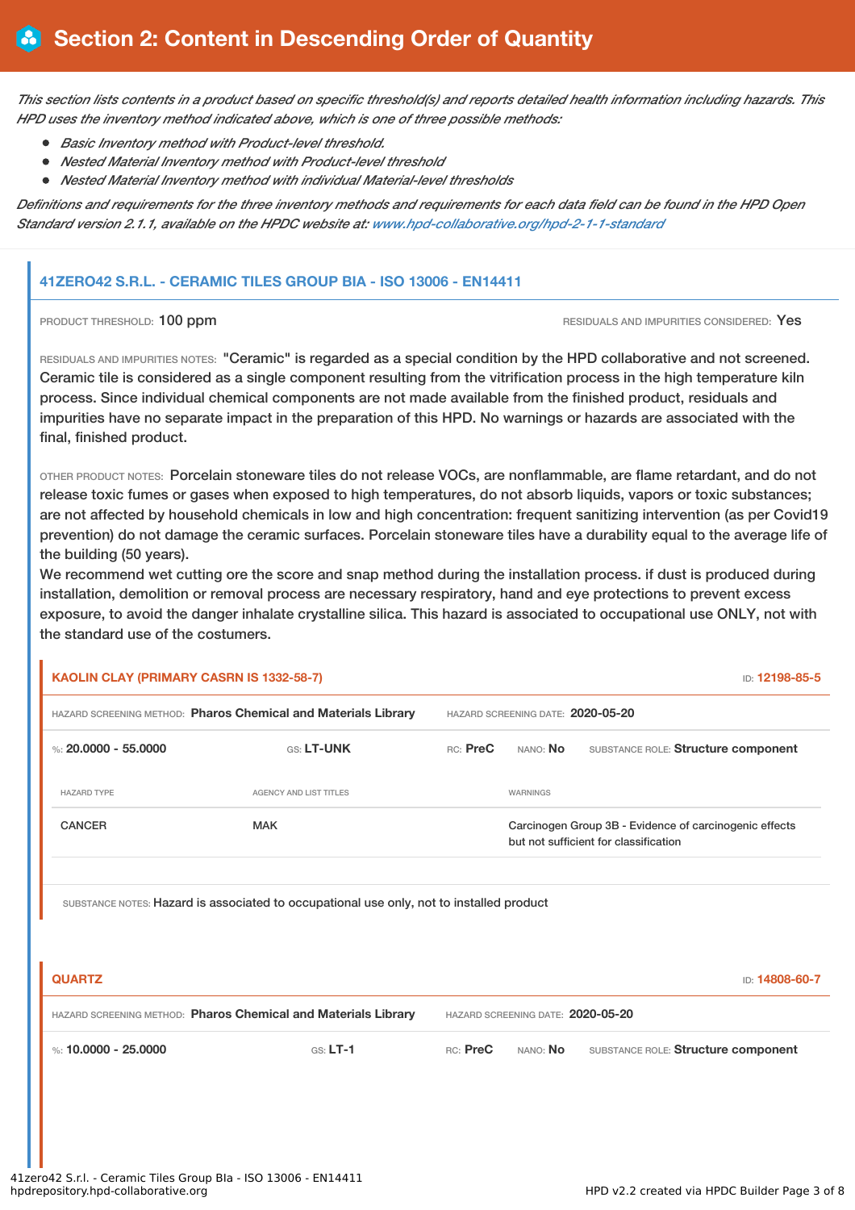# Section 2: Content in Descending Order of Quantity

*This section lists contents in a product based on specific threshold(s) and reports detailed health information including hazards. This HPD uses the inventory method indicated above, which is one of three possible methods:*

- *Basic Inventory method with Product-level threshold.*
- *Nested Material Inventory method with Product-level threshold*
- *Nested Material Inventory method with individual Material-level thresholds*

*Definitions and requirements for the three inventory methods and requirements for each data field can be found in the HPD Open Standard version 2.1.1, available on the HPDC website at: www.hpd-collaborative.org/hpd-2-1-1-standard*

## 41ZERO42 S.R.L. - CERAMIC TILES GROUP BIA - ISO 13006 - EN14411

PRODUCT THRESHOLD: 100 ppm

RESIDUALS AND IMPURITIES CONSIDERED: Yes

RESIDUALS AND IMPURITIES NOTES: "Ceramic" is regarded as a special condition by the HPD collaborative and not screened. Ceramic tile is considered as a single component resulting from the vitrification process in the high temperature kiln process. Since individual chemical components are not made available from the finished product, residuals and impurities have no separate impact in the preparation of this HPD. No warnings or hazards are associated with the final, finished product.

OTHER PRODUCT NOTES: Porcelain stoneware tiles do not release VOCs, are nonflammable, are flame retardant, and do not release toxic fumes or gases when exposed to high temperatures, do not absorb liquids, vapors or toxic substances; are not affected by household chemicals in low and high concentration: frequent sanitizing intervention (as per Covid19 prevention) do not damage the ceramic surfaces. Porcelain stoneware tiles have a durability equal to the average life of the building (50 years).
We recommend wet cutting ore the score and snap method during the installation process. if dust is produced during installation, demolition or removal process are necessary respiratory, hand and eye protections to prevent excess exposure, to avoid the danger inhalate crystalline silica. This hazard is associated to occupational use ONLY, not with the standard use of the costumers.

### KAOLIN CLAY (PRIMARY CASRN IS 1332-58-7)

ID: 12198-85-5

HAZARD SCREENING METHOD: Pharos Chemical and Materials Library | HAZARD SCREENING DATE: 2020-05-20

%: 20.0000 - 55.0000 | GS: LT-UNK | RC: PreC | NANO: No | SUBSTANCE ROLE: Structure component

| HAZARD TYPE | AGENCY AND LIST TITLES | WARNINGS |
|---|---|---|
| CANCER | MAK | Carcinogen Group 3B - Evidence of carcinogenic effects but not sufficient for classification |

SUBSTANCE NOTES: Hazard is associated to occupational use only, not to installed product

### QUARTZ

ID: 14808-60-7

HAZARD SCREENING METHOD: Pharos Chemical and Materials Library | HAZARD SCREENING DATE: 2020-05-20

%: 10.0000 - 25.0000 | GS: LT-1 | RC: PreC | NANO: No | SUBSTANCE ROLE: Structure component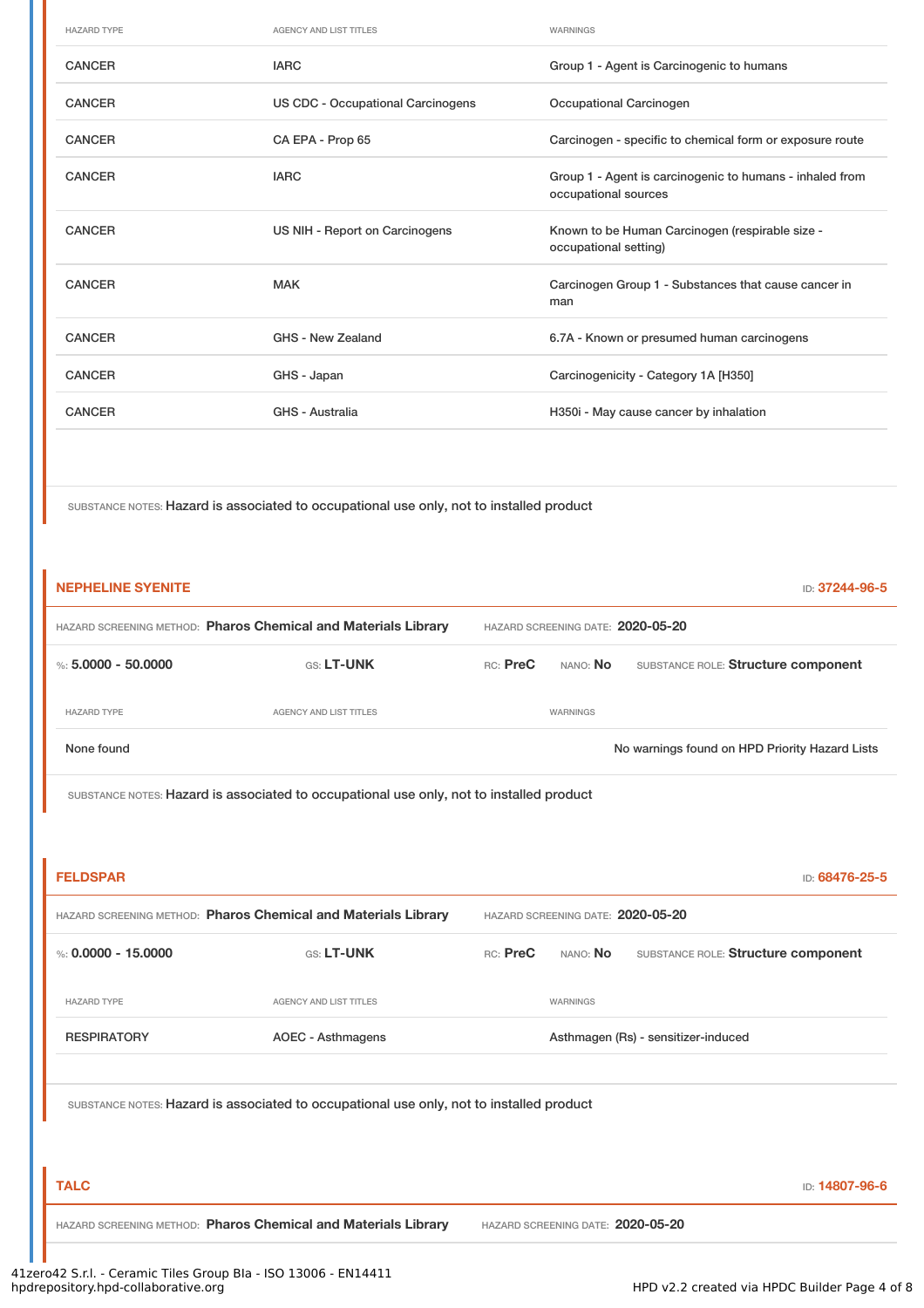| HAZARD TYPE | AGENCY AND LIST TITLES | WARNINGS |
|---|---|---|
| CANCER | IARC | Group 1 - Agent is Carcinogenic to humans |
| CANCER | US CDC - Occupational Carcinogens | Occupational Carcinogen |
| CANCER | CA EPA - Prop 65 | Carcinogen - specific to chemical form or exposure route |
| CANCER | IARC | Group 1 - Agent is carcinogenic to humans - inhaled from occupational sources |
| CANCER | US NIH - Report on Carcinogens | Known to be Human Carcinogen (respirable size - occupational setting) |
| CANCER | MAK | Carcinogen Group 1 - Substances that cause cancer in man |
| CANCER | GHS - New Zealand | 6.7A - Known or presumed human carcinogens |
| CANCER | GHS - Japan | Carcinogenicity - Category 1A [H350] |
| CANCER | GHS - Australia | H350i - May cause cancer by inhalation |

SUBSTANCE NOTES: Hazard is associated to occupational use only, not to installed product

## NEPHELINE SYENITE

ID: **37244-96-5**

HAZARD SCREENING METHOD: **Pharos Chemical and Materials Library** HAZARD SCREENING DATE: **2020-05-20**

%: **5.0000 - 50.0000** GS: **LT-UNK** RC: **PreC** NANO: **No** SUBSTANCE ROLE: **Structure component**

| HAZARD TYPE | AGENCY AND LIST TITLES | WARNINGS |
|---|---|---|
| None found | | No warnings found on HPD Priority Hazard Lists |

SUBSTANCE NOTES: Hazard is associated to occupational use only, not to installed product

## FELDSPAR

ID: **68476-25-5**

HAZARD SCREENING METHOD: **Pharos Chemical and Materials Library** HAZARD SCREENING DATE: **2020-05-20**

%: **0.0000 - 15.0000** GS: **LT-UNK** RC: **PreC** NANO: **No** SUBSTANCE ROLE: **Structure component**

| HAZARD TYPE | AGENCY AND LIST TITLES | WARNINGS |
|---|---|---|
| RESPIRATORY | AOEC - Asthmagens | Asthmagen (Rs) - sensitizer-induced |

SUBSTANCE NOTES: Hazard is associated to occupational use only, not to installed product

## TALC

ID: **14807-96-6**

HAZARD SCREENING METHOD: **Pharos Chemical and Materials Library** HAZARD SCREENING DATE: **2020-05-20**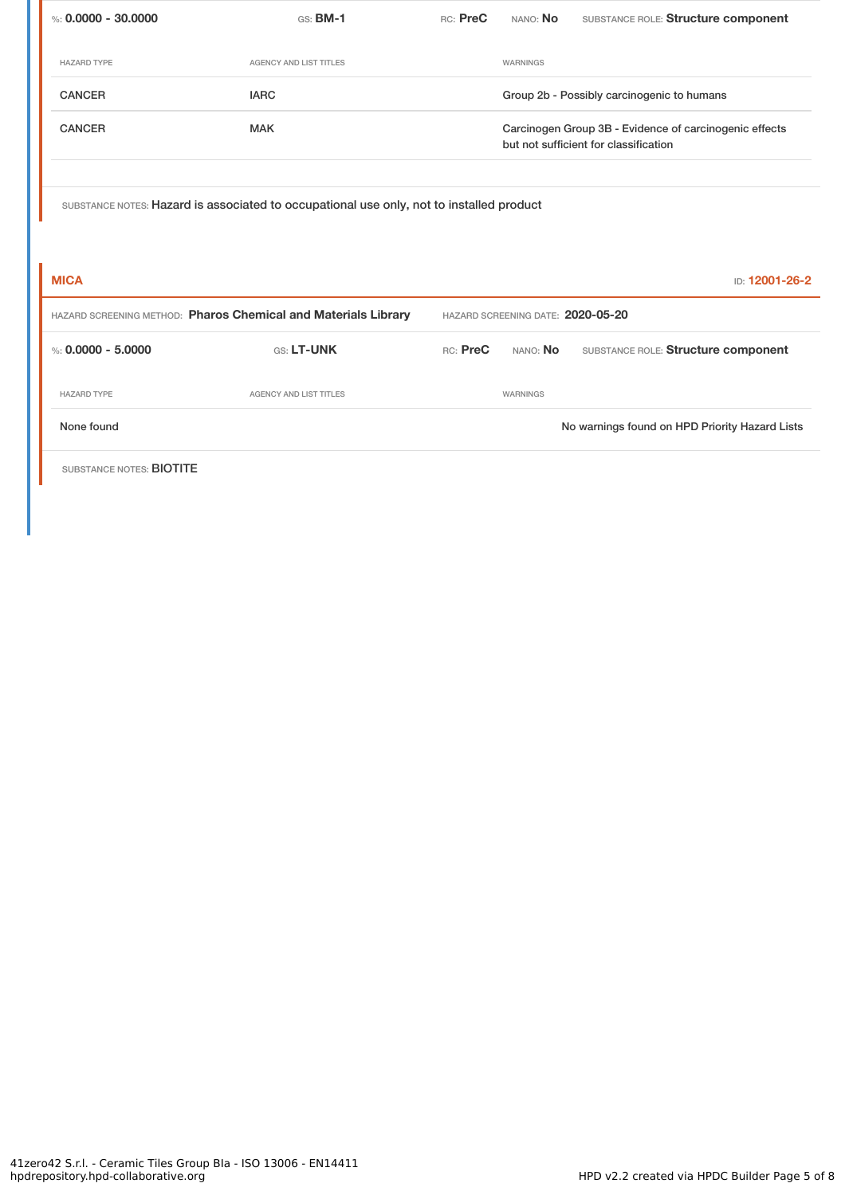%: **0.0000 - 30.0000** GS: **BM-1** RC: **PreC** NANO: **No** SUBSTANCE ROLE: **Structure component**

| HAZARD TYPE | AGENCY AND LIST TITLES | WARNINGS |
| --- | --- | --- |
| CANCER | IARC | Group 2b - Possibly carcinogenic to humans |
| CANCER | MAK | Carcinogen Group 3B - Evidence of carcinogenic effects but not sufficient for classification |

SUBSTANCE NOTES: Hazard is associated to occupational use only, not to installed product

## MICA

ID: **12001-26-2**

HAZARD SCREENING METHOD: **Pharos Chemical and Materials Library** HAZARD SCREENING DATE: **2020-05-20**

%: **0.0000 - 5.0000** GS: **LT-UNK** RC: **PreC** NANO: **No** SUBSTANCE ROLE: **Structure component**

| HAZARD TYPE | AGENCY AND LIST TITLES | WARNINGS |
| --- | --- | --- |
| None found | | No warnings found on HPD Priority Hazard Lists |

SUBSTANCE NOTES: BIOTITE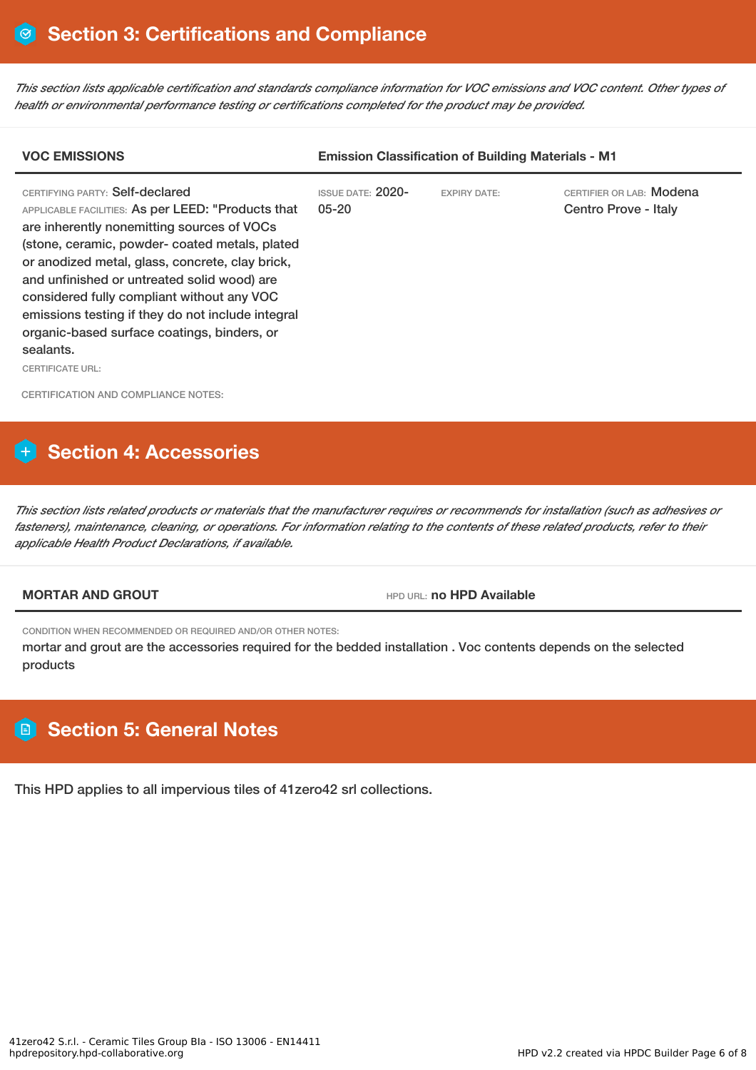## Section 3: Certifications and Compliance

*This section lists applicable certification and standards compliance information for VOC emissions and VOC content. Other types of health or environmental performance testing or certifications completed for the product may be provided.*

| VOC EMISSIONS | Emission Classification of Building Materials - M1 | | |
|---|---|---|---|
| CERTIFYING PARTY: Self-declared<br>APPLICABLE FACILITIES: As per LEED: "Products that are inherently nonemitting sources of VOCs (stone, ceramic, powder- coated metals, plated or anodized metal, glass, concrete, clay brick, and unfinished or untreated solid wood) are considered fully compliant without any VOC emissions testing if they do not include integral organic-based surface coatings, binders, or sealants.<br>CERTIFICATE URL: | ISSUE DATE: 2020-05-20 | EXPIRY DATE: | CERTIFIER OR LAB: Modena Centro Prove - Italy |

CERTIFICATION AND COMPLIANCE NOTES:

## Section 4: Accessories

*This section lists related products or materials that the manufacturer requires or recommends for installation (such as adhesives or fasteners), maintenance, cleaning, or operations. For information relating to the contents of these related products, refer to their applicable Health Product Declarations, if available.*

| MORTAR AND GROUT | HPD URL: no HPD Available |
|---|---|

CONDITION WHEN RECOMMENDED OR REQUIRED AND/OR OTHER NOTES:

mortar and grout are the accessories required for the bedded installation . Voc contents depends on the selected products

## Section 5: General Notes

This HPD applies to all impervious tiles of 41zero42 srl collections.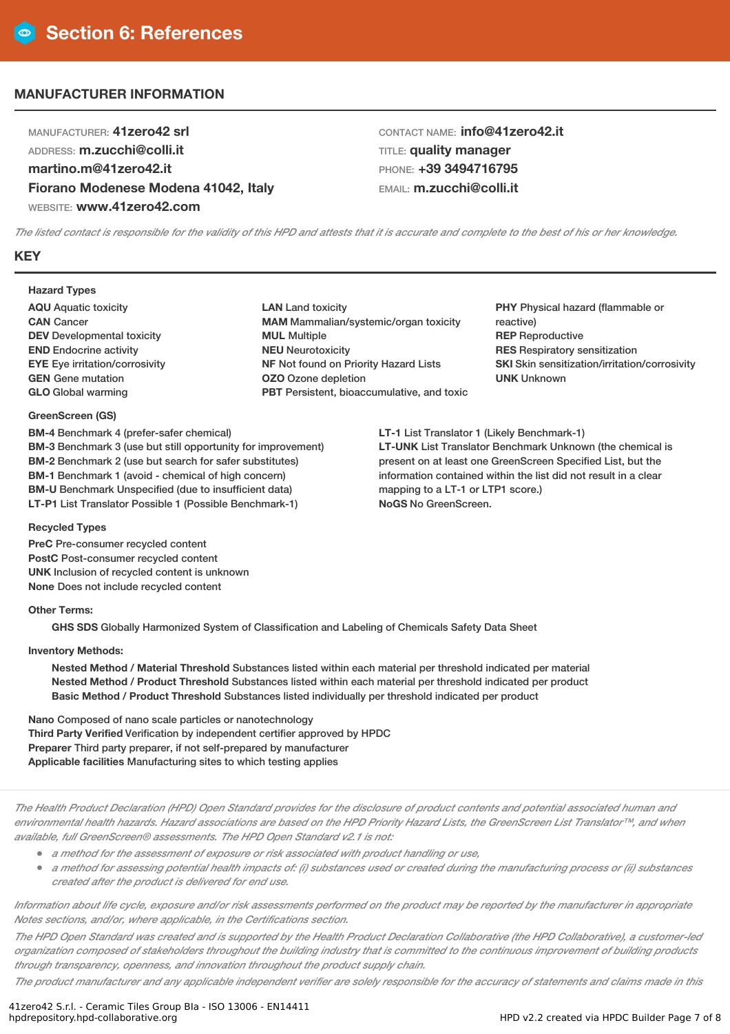# Section 6: References

## MANUFACTURER INFORMATION

MANUFACTURER: **41zero42 srl**
ADDRESS: **m.zucchi@colli.it**
**martino.m@41zero42.it**
**Fiorano Modenese Modena 41042, Italy**
WEBSITE: **www.41zero42.com**

CONTACT NAME: **info@41zero42.it**
TITLE: **quality manager**
PHONE: **+39 3494716795**
EMAIL: **m.zucchi@colli.it**

*The listed contact is responsible for the validity of this HPD and attests that it is accurate and complete to the best of his or her knowledge.*

## KEY

**Hazard Types**

**AQU** Aquatic toxicity
**CAN** Cancer
**DEV** Developmental toxicity
**END** Endocrine activity
**EYE** Eye irritation/corrosivity
**GEN** Gene mutation
**GLO** Global warming
**LAN** Land toxicity
**MAM** Mammalian/systemic/organ toxicity
**MUL** Multiple
**NEU** Neurotoxicity
**NF** Not found on Priority Hazard Lists
**OZO** Ozone depletion
**PBT** Persistent, bioaccumulative, and toxic
**PHY** Physical hazard (flammable or reactive)
**REP** Reproductive
**RES** Respiratory sensitization
**SKI** Skin sensitization/irritation/corrosivity
**UNK** Unknown

**GreenScreen (GS)**

**BM-4** Benchmark 4 (prefer-safer chemical)
**BM-3** Benchmark 3 (use but still opportunity for improvement)
**BM-2** Benchmark 2 (use but search for safer substitutes)
**BM-1** Benchmark 1 (avoid - chemical of high concern)
**BM-U** Benchmark Unspecified (due to insufficient data)
**LT-P1** List Translator Possible 1 (Possible Benchmark-1)
**LT-1** List Translator 1 (Likely Benchmark-1)
**LT-UNK** List Translator Benchmark Unknown (the chemical is present on at least one GreenScreen Specified List, but the information contained within the list did not result in a clear mapping to a LT-1 or LTP1 score.)
**NoGS** No GreenScreen.

**Recycled Types**

**PreC** Pre-consumer recycled content
**PostC** Post-consumer recycled content
**UNK** Inclusion of recycled content is unknown
**None** Does not include recycled content

**Other Terms:**

**GHS SDS** Globally Harmonized System of Classification and Labeling of Chemicals Safety Data Sheet

**Inventory Methods:**

**Nested Method / Material Threshold** Substances listed within each material per threshold indicated per material
**Nested Method / Product Threshold** Substances listed within each material per threshold indicated per product
**Basic Method / Product Threshold** Substances listed individually per threshold indicated per product

**Nano** Composed of nano scale particles or nanotechnology
**Third Party Verified** Verification by independent certifier approved by HPDC
**Preparer** Third party preparer, if not self-prepared by manufacturer
**Applicable facilities** Manufacturing sites to which testing applies

*The Health Product Declaration (HPD) Open Standard provides for the disclosure of product contents and potential associated human and environmental health hazards. Hazard associations are based on the HPD Priority Hazard Lists, the GreenScreen List Translator™, and when available, full GreenScreen® assessments. The HPD Open Standard v2.1 is not:*

- *a method for the assessment of exposure or risk associated with product handling or use,*
- *a method for assessing potential health impacts of: (i) substances used or created during the manufacturing process or (ii) substances created after the product is delivered for end use.*

*Information about life cycle, exposure and/or risk assessments performed on the product may be reported by the manufacturer in appropriate Notes sections, and/or, where applicable, in the Certifications section.*

*The HPD Open Standard was created and is supported by the Health Product Declaration Collaborative (the HPD Collaborative), a customer-led organization composed of stakeholders throughout the building industry that is committed to the continuous improvement of building products through transparency, openness, and innovation throughout the product supply chain.*

*The product manufacturer and any applicable independent verifier are solely responsible for the accuracy of statements and claims made in this*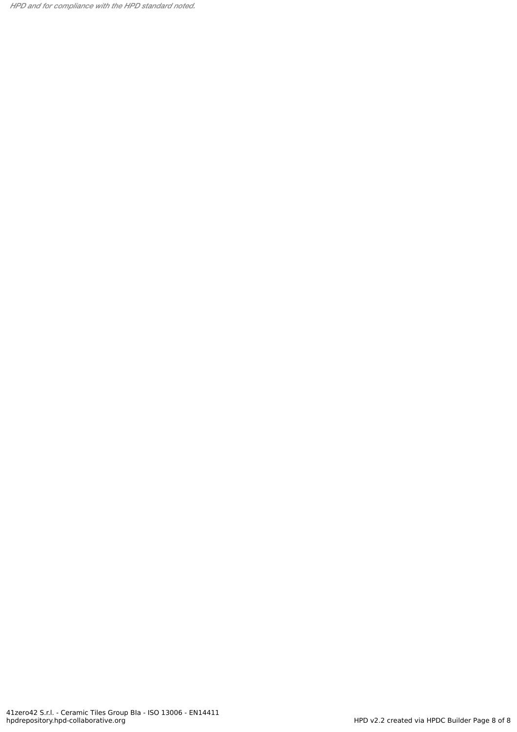*HPD and for compliance with the HPD standard noted.*